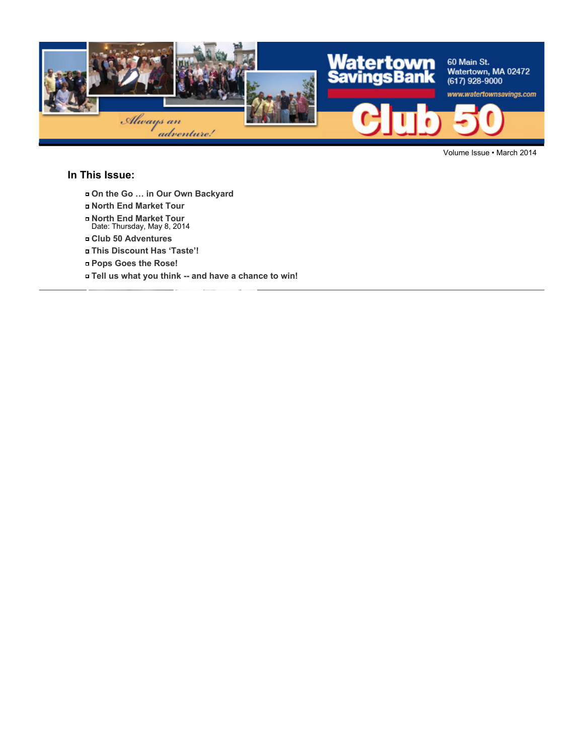Watertown Savings Bank

60 Main St.
Watertown, MA 02472
(617) 928-9000
www.watertownsavings.com

Always an adventure!

# Club 50

Volume Issue • March 2014

## In This Issue:

- On the Go … in Our Own Backyard
- North End Market Tour
- North End Market Tour
  Date: Thursday, May 8, 2014
- Club 50 Adventures
- This Discount Has 'Taste'!
- Pops Goes the Rose!
- Tell us what you think -- and have a chance to win!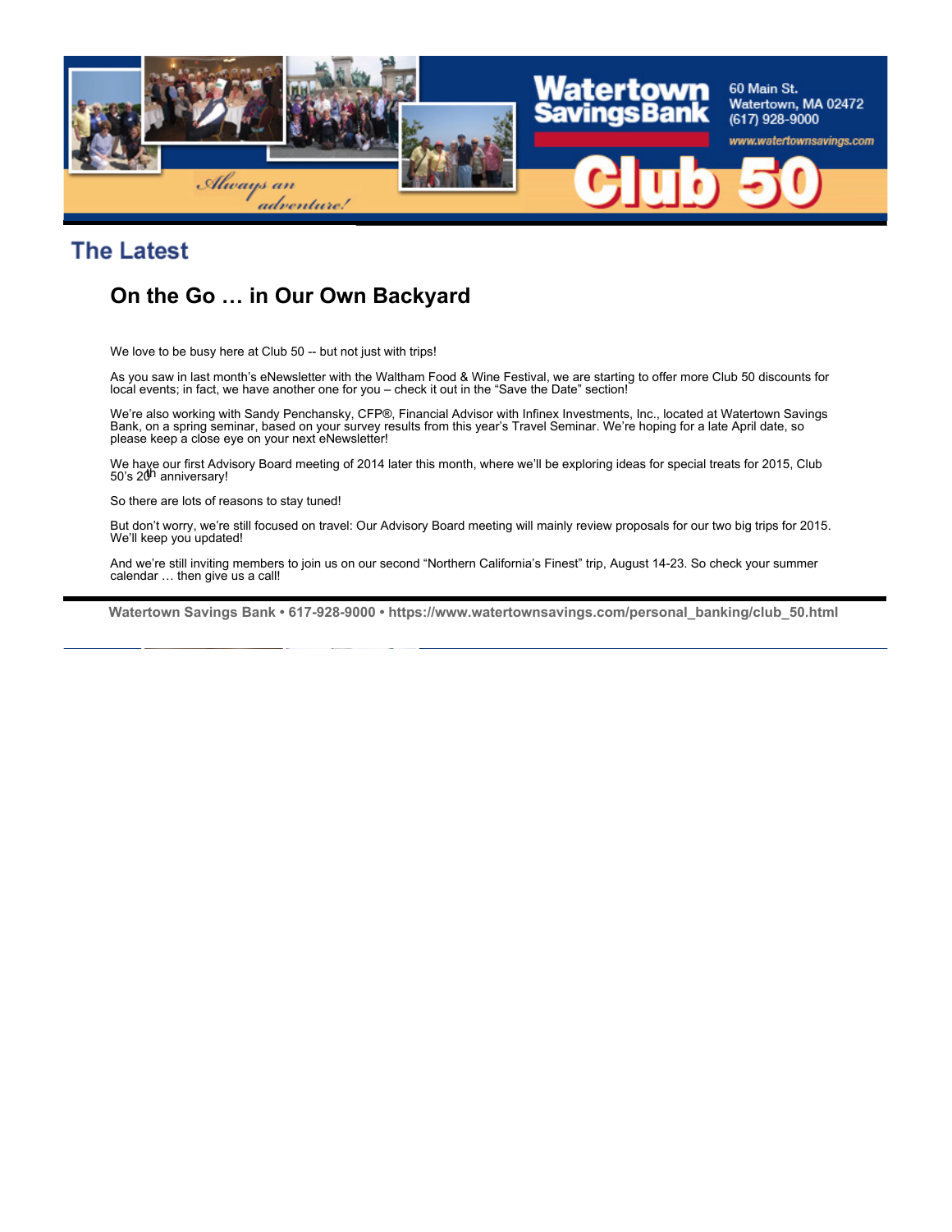## The Latest

### On the Go … in Our Own Backyard

We love to be busy here at Club 50 -- but not just with trips!

As you saw in last month's eNewsletter with the Waltham Food & Wine Festival, we are starting to offer more Club 50 discounts for local events; in fact, we have another one for you – check it out in the "Save the Date" section!

We're also working with Sandy Penchansky, CFP®, Financial Advisor with Infinex Investments, Inc., located at Watertown Savings Bank, on a spring seminar, based on your survey results from this year's Travel Seminar. We're hoping for a late April date, so please keep a close eye on your next eNewsletter!

We have our first Advisory Board meeting of 2014 later this month, where we'll be exploring ideas for special treats for 2015, Club 50's 20th anniversary!

So there are lots of reasons to stay tuned!

But don't worry, we're still focused on travel: Our Advisory Board meeting will mainly review proposals for our two big trips for 2015. We'll keep you updated!

And we're still inviting members to join us on our second "Northern California's Finest" trip, August 14-23. So check your summer calendar … then give us a call!

**Watertown Savings Bank • 617-928-9000 • https://www.watertownsavings.com/personal_banking/club_50.html**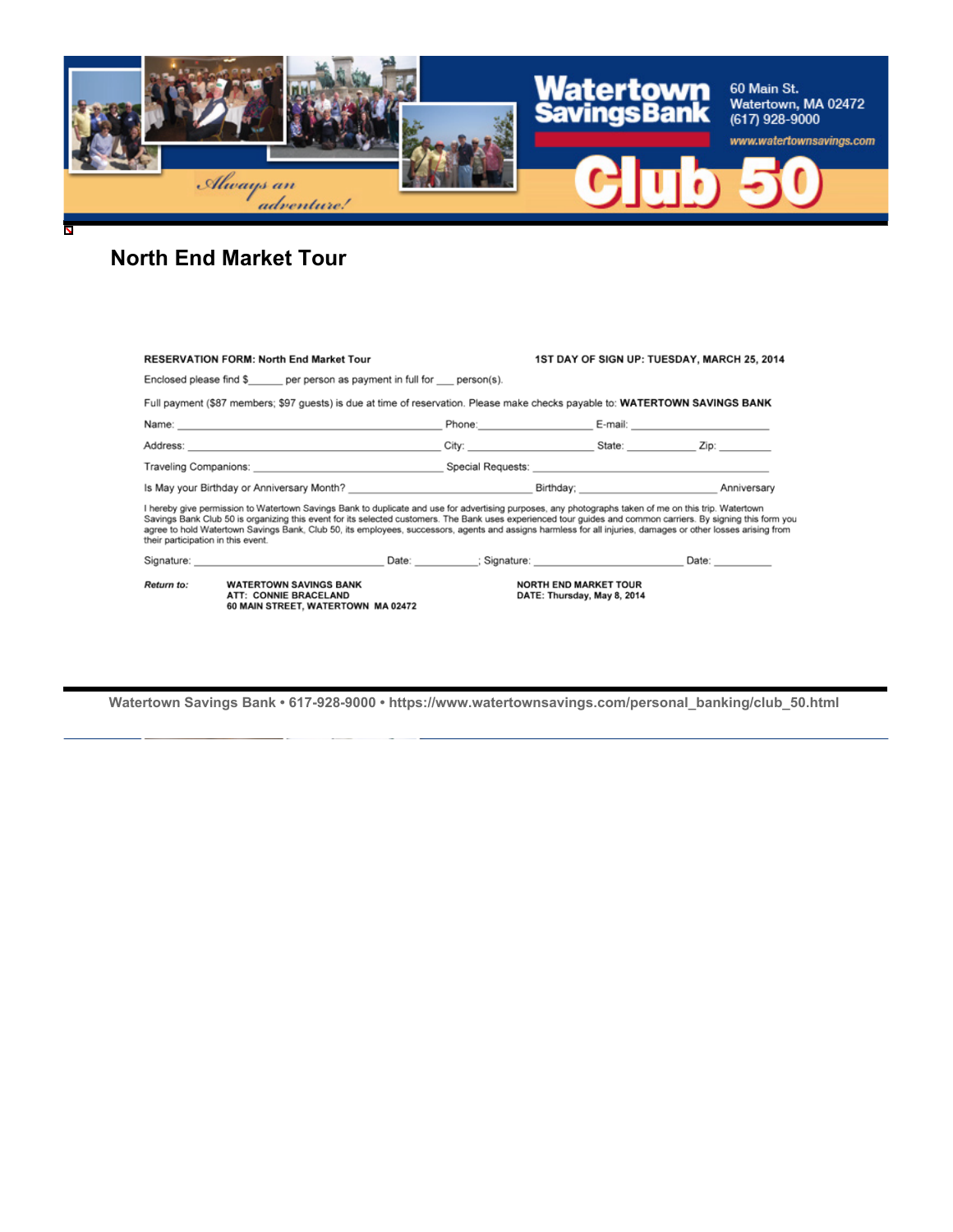Watertown Savings Bank

60 Main St.
Watertown, MA 02472
(617) 928-9000

www.watertownsavings.com

*Always an adventure!*

Club 50

## North End Market Tour

**RESERVATION FORM: North End Market Tour**

**1ST DAY OF SIGN UP: TUESDAY, MARCH 25, 2014**

Enclosed please find $______ per person as payment in full for ___ person(s).

Full payment ($87 members; $97 guests) is due at time of reservation. Please make checks payable to: **WATERTOWN SAVINGS BANK**

Name: ______________________________ Phone: ________________ E-mail: ________________

Address: ______________________________ City: ________________ State: __________ Zip: ________

Traveling Companions: ______________________________ Special Requests: ______________________________

Is May your Birthday or Anniversary Month? ______________________ Birthday; ______________________ Anniversary

I hereby give permission to Watertown Savings Bank to duplicate and use for advertising purposes, any photographs taken of me on this trip. Watertown Savings Bank Club 50 is organizing this event for its selected customers. The Bank uses experienced tour guides and common carriers. By signing this form you agree to hold Watertown Savings Bank, Club 50, its employees, successors, agents and assigns harmless for all injuries, damages or other losses arising from their participation in this event.

Signature: ______________________ Date: __________; Signature: ______________________ Date: __________

***Return to:***

**WATERTOWN SAVINGS BANK**
**ATT: CONNIE BRACELAND**
**60 MAIN STREET, WATERTOWN MA 02472**

**NORTH END MARKET TOUR**
**DATE: Thursday, May 8, 2014**

**Watertown Savings Bank • 617-928-9000 • https://www.watertownsavings.com/personal_banking/club_50.html**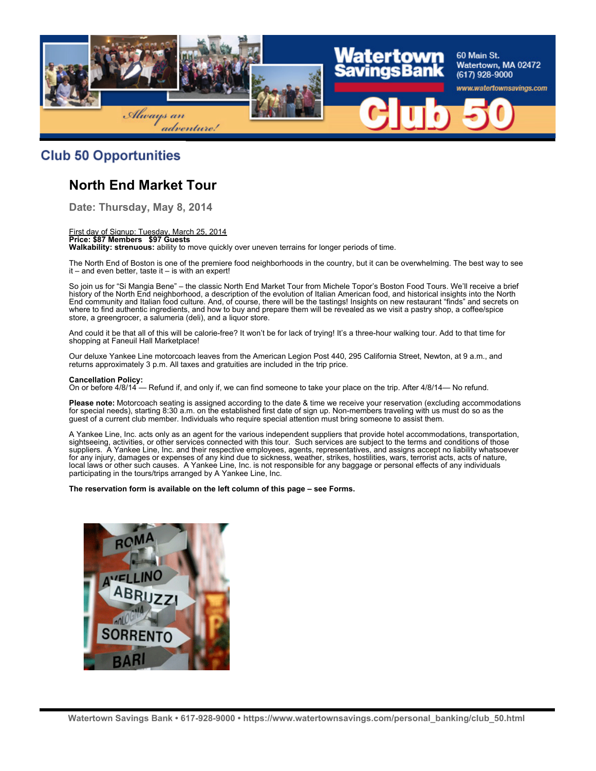## Club 50 Opportunities

# North End Market Tour

### Date: Thursday, May 8, 2014

First day of Signup: Tuesday, March 25, 2014
**Price: $87 Members $97 Guests**
**Walkability: strenuous:** ability to move quickly over uneven terrains for longer periods of time.

The North End of Boston is one of the premiere food neighborhoods in the country, but it can be overwhelming. The best way to see it – and even better, taste it – is with an expert!

So join us for "Si Mangia Bene" – the classic North End Market Tour from Michele Topor's Boston Food Tours. We'll receive a brief history of the North End neighborhood, a description of the evolution of Italian American food, and historical insights into the North End community and Italian food culture. And, of course, there will be the tastings! Insights on new restaurant "finds" and secrets on where to find authentic ingredients, and how to buy and prepare them will be revealed as we visit a pastry shop, a coffee/spice store, a greengrocer, a salumeria (deli), and a liquor store.

And could it be that all of this will be calorie-free? It won't be for lack of trying! It's a three-hour walking tour. Add to that time for shopping at Faneuil Hall Marketplace!

Our deluxe Yankee Line motorcoach leaves from the American Legion Post 440, 295 California Street, Newton, at 9 a.m., and returns approximately 3 p.m. All taxes and gratuities are included in the trip price.

**Cancellation Policy:**
On or before 4/8/14 — Refund if, and only if, we can find someone to take your place on the trip. After 4/8/14— No refund.

**Please note:** Motorcoach seating is assigned according to the date & time we receive your reservation (excluding accommodations for special needs), starting 8:30 a.m. on the established first date of sign up. Non-members traveling with us must do so as the guest of a current club member. Individuals who require special attention must bring someone to assist them.

A Yankee Line, Inc. acts only as an agent for the various independent suppliers that provide hotel accommodations, transportation, sightseeing, activities, or other services connected with this tour. Such services are subject to the terms and conditions of those suppliers. A Yankee Line, Inc. and their respective employees, agents, representatives, and assigns accept no liability whatsoever for any injury, damages or expenses of any kind due to sickness, weather, strikes, hostilities, wars, terrorist acts, acts of nature, local laws or other such causes. A Yankee Line, Inc. is not responsible for any baggage or personal effects of any individuals participating in the tours/trips arranged by A Yankee Line, Inc.

**The reservation form is available on the left column of this page – see Forms.**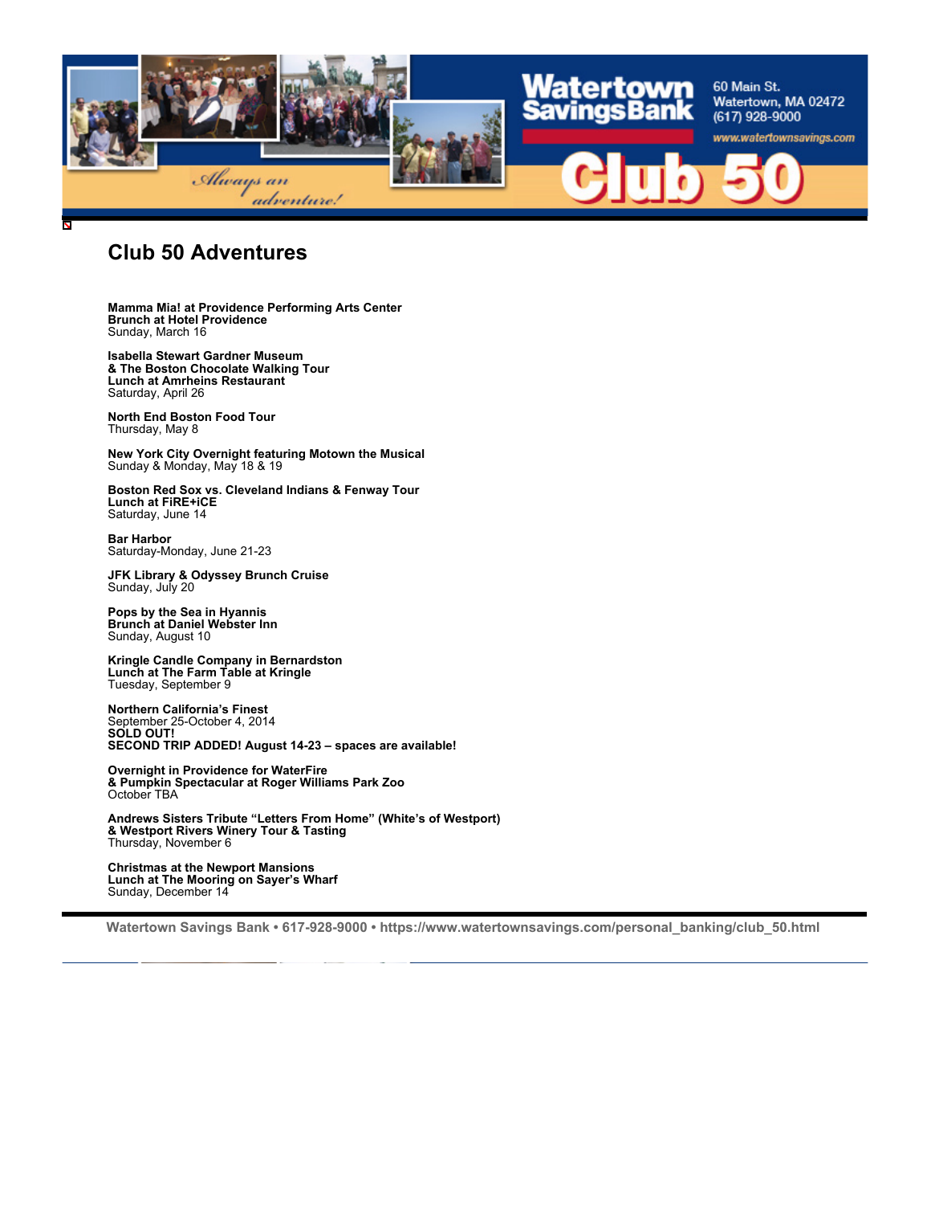Watertown Savings Bank

60 Main St.
Watertown, MA 02472
(617) 928-9000

www.watertownsavings.com

*Always an adventure!*

Club 50

# Club 50 Adventures

**Mamma Mia! at Providence Performing Arts Center**
**Brunch at Hotel Providence**
Sunday, March 16

**Isabella Stewart Gardner Museum**
**& The Boston Chocolate Walking Tour**
**Lunch at Amrheins Restaurant**
Saturday, April 26

**North End Boston Food Tour**
Thursday, May 8

**New York City Overnight featuring Motown the Musical**
Sunday & Monday, May 18 & 19

**Boston Red Sox vs. Cleveland Indians & Fenway Tour**
**Lunch at FiRE+iCE**
Saturday, June 14

**Bar Harbor**
Saturday-Monday, June 21-23

**JFK Library & Odyssey Brunch Cruise**
Sunday, July 20

**Pops by the Sea in Hyannis**
**Brunch at Daniel Webster Inn**
Sunday, August 10

**Kringle Candle Company in Bernardston**
**Lunch at The Farm Table at Kringle**
Tuesday, September 9

**Northern California's Finest**
September 25-October 4, 2014
**SOLD OUT!**
**SECOND TRIP ADDED! August 14-23 – spaces are available!**

**Overnight in Providence for WaterFire**
**& Pumpkin Spectacular at Roger Williams Park Zoo**
October TBA

**Andrews Sisters Tribute "Letters From Home" (White's of Westport)**
**& Westport Rivers Winery Tour & Tasting**
Thursday, November 6

**Christmas at the Newport Mansions**
**Lunch at The Mooring on Sayer's Wharf**
Sunday, December 14

**Watertown Savings Bank • 617-928-9000 • https://www.watertownsavings.com/personal_banking/club_50.html**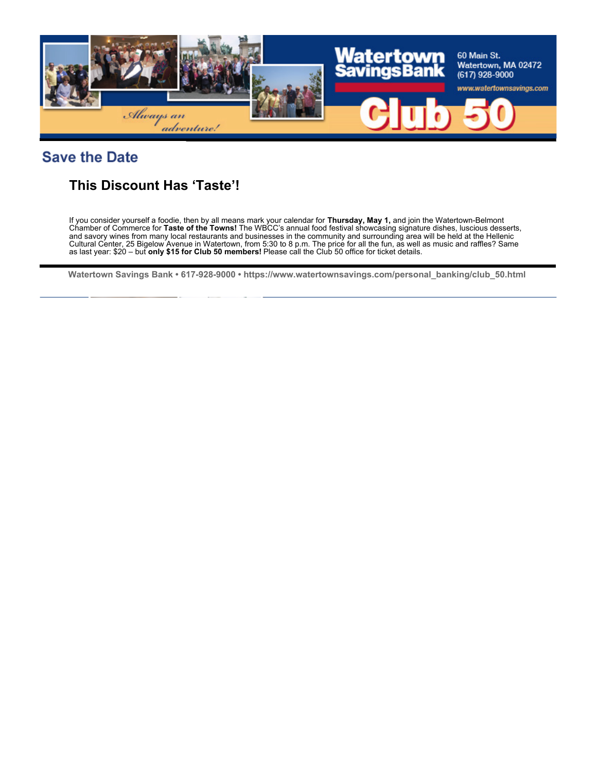## Save the Date

### This Discount Has 'Taste'!

If you consider yourself a foodie, then by all means mark your calendar for **Thursday, May 1,** and join the Watertown-Belmont Chamber of Commerce for **Taste of the Towns!** The WBCC's annual food festival showcasing signature dishes, luscious desserts, and savory wines from many local restaurants and businesses in the community and surrounding area will be held at the Hellenic Cultural Center, 25 Bigelow Avenue in Watertown, from 5:30 to 8 p.m. The price for all the fun, as well as music and raffles? Same as last year: $20 – but **only $15 for Club 50 members!** Please call the Club 50 office for ticket details.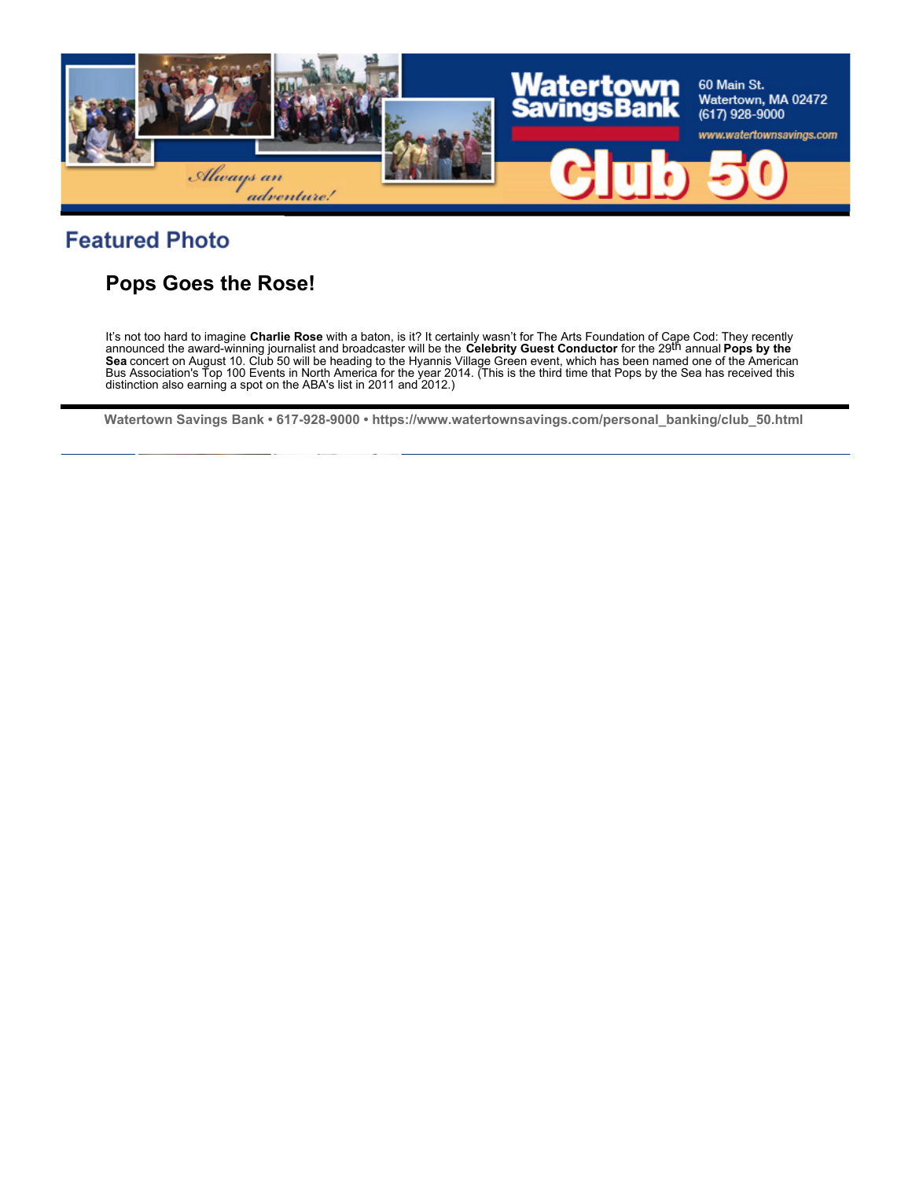## Featured Photo

### Pops Goes the Rose!

It's not too hard to imagine **Charlie Rose** with a baton, is it? It certainly wasn't for The Arts Foundation of Cape Cod: They recently announced the award-winning journalist and broadcaster will be the **Celebrity Guest Conductor** for the 29th annual **Pops by the Sea** concert on August 10. Club 50 will be heading to the Hyannis Village Green event, which has been named one of the American Bus Association's Top 100 Events in North America for the year 2014. (This is the third time that Pops by the Sea has received this distinction also earning a spot on the ABA's list in 2011 and 2012.)

**Watertown Savings Bank • 617-928-9000 • https://www.watertownsavings.com/personal_banking/club_50.html**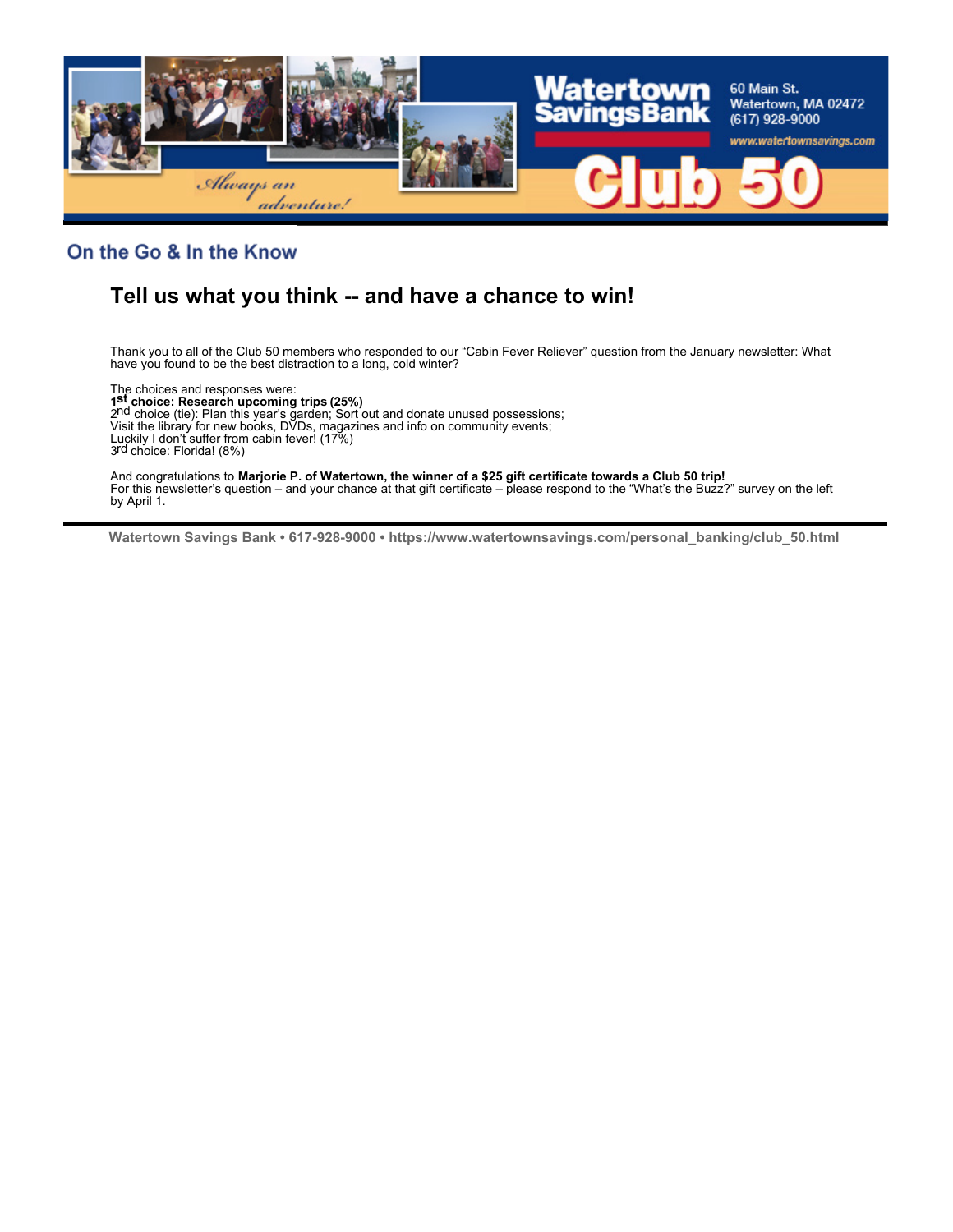Watertown Savings Bank

60 Main St.
Watertown, MA 02472
(617) 928-9000

www.watertownsavings.com

*Always an adventure!*

# Club 50

## On the Go & In the Know

### Tell us what you think -- and have a chance to win!

Thank you to all of the Club 50 members who responded to our "Cabin Fever Reliever" question from the January newsletter: What have you found to be the best distraction to a long, cold winter?

The choices and responses were:
**1st choice: Research upcoming trips (25%)**
2nd choice (tie): Plan this year's garden; Sort out and donate unused possessions;
Visit the library for new books, DVDs, magazines and info on community events;
Luckily I don't suffer from cabin fever! (17%)
3rd choice: Florida! (8%)

And congratulations to **Marjorie P. of Watertown, the winner of a $25 gift certificate towards a Club 50 trip!**
For this newsletter's question – and your chance at that gift certificate – please respond to the "What's the Buzz?" survey on the left by April 1.

**Watertown Savings Bank • 617-928-9000 • https://www.watertownsavings.com/personal_banking/club_50.html**